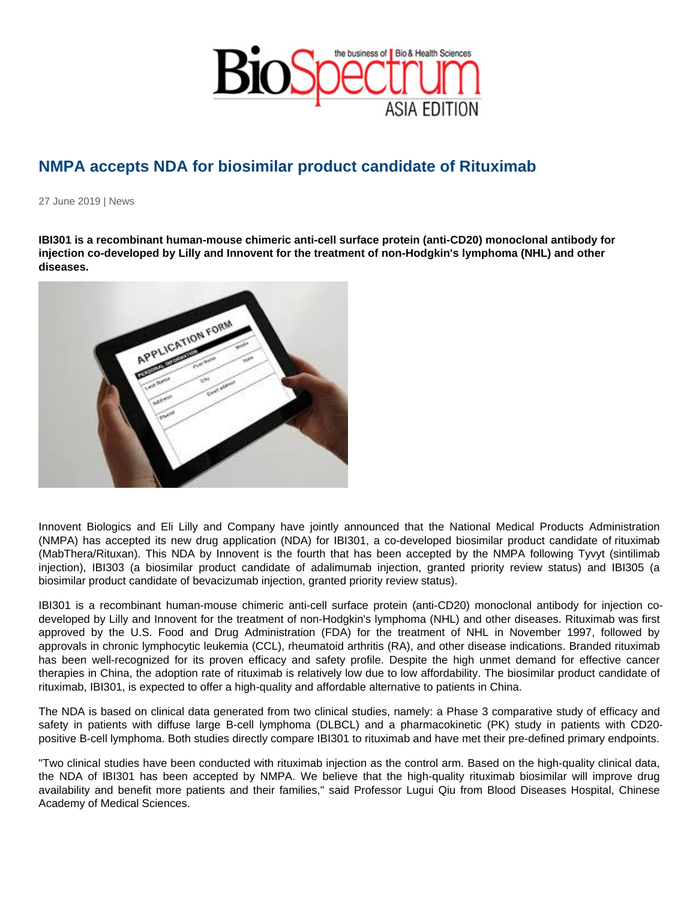# NMPA accepts NDA for biosimilar product candidate of Rituximab

27 June 2019 | News

**IBI301 is a recombinant human-mouse chimeric anti-cell surface protein (anti-CD20) monoclonal antibody for injection co-developed by Lilly and Innovent for the treatment of non-Hodgkin's lymphoma (NHL) and other diseases.**

Innovent Biologics and Eli Lilly and Company have jointly announced that the National Medical Products Administration (NMPA) has accepted its new drug application (NDA) for IBI301, a co-developed biosimilar product candidate of rituximab (MabThera/Rituxan). This NDA by Innovent is the fourth that has been accepted by the NMPA following Tyvyt (sintilimab injection), IBI303 (a biosimilar product candidate of adalimumab injection, granted priority review status) and IBI305 (a biosimilar product candidate of bevacizumab injection, granted priority review status).

IBI301 is a recombinant human-mouse chimeric anti-cell surface protein (anti-CD20) monoclonal antibody for injection co-developed by Lilly and Innovent for the treatment of non-Hodgkin's lymphoma (NHL) and other diseases. Rituximab was first approved by the U.S. Food and Drug Administration (FDA) for the treatment of NHL in November 1997, followed by approvals in chronic lymphocytic leukemia (CCL), rheumatoid arthritis (RA), and other disease indications. Branded rituximab has been well-recognized for its proven efficacy and safety profile. Despite the high unmet demand for effective cancer therapies in China, the adoption rate of rituximab is relatively low due to low affordability. The biosimilar product candidate of rituximab, IBI301, is expected to offer a high-quality and affordable alternative to patients in China.

The NDA is based on clinical data generated from two clinical studies, namely: a Phase 3 comparative study of efficacy and safety in patients with diffuse large B-cell lymphoma (DLBCL) and a pharmacokinetic (PK) study in patients with CD20-positive B-cell lymphoma. Both studies directly compare IBI301 to rituximab and have met their pre-defined primary endpoints.

"Two clinical studies have been conducted with rituximab injection as the control arm. Based on the high-quality clinical data, the NDA of IBI301 has been accepted by NMPA. We believe that the high-quality rituximab biosimilar will improve drug availability and benefit more patients and their families," said Professor Lugui Qiu from Blood Diseases Hospital, Chinese Academy of Medical Sciences.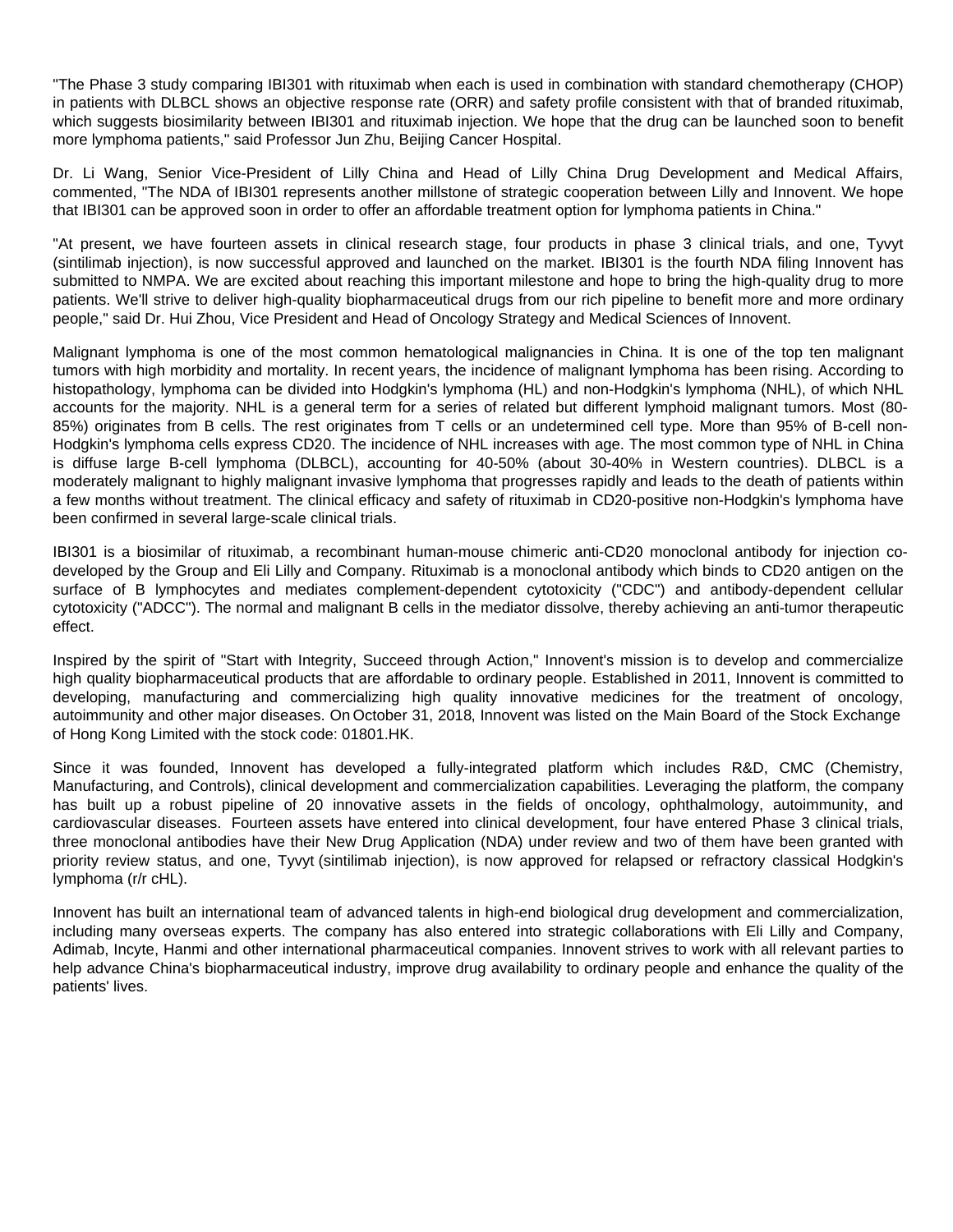"The Phase 3 study comparing IBI301 with rituximab when each is used in combination with standard chemotherapy (CHOP) in patients with DLBCL shows an objective response rate (ORR) and safety profile consistent with that of branded rituximab, which suggests biosimilarity between IBI301 and rituximab injection. We hope that the drug can be launched soon to benefit more lymphoma patients," said Professor Jun Zhu, Beijing Cancer Hospital.

Dr. Li Wang, Senior Vice-President of Lilly China and Head of Lilly China Drug Development and Medical Affairs, commented, "The NDA of IBI301 represents another millstone of strategic cooperation between Lilly and Innovent. We hope that IBI301 can be approved soon in order to offer an affordable treatment option for lymphoma patients in China."

"At present, we have fourteen assets in clinical research stage, four products in phase 3 clinical trials, and one, Tyvyt (sintilimab injection), is now successful approved and launched on the market. IBI301 is the fourth NDA filing Innovent has submitted to NMPA. We are excited about reaching this important milestone and hope to bring the high-quality drug to more patients. We'll strive to deliver high-quality biopharmaceutical drugs from our rich pipeline to benefit more and more ordinary people," said Dr. Hui Zhou, Vice President and Head of Oncology Strategy and Medical Sciences of Innovent.

Malignant lymphoma is one of the most common hematological malignancies in China. It is one of the top ten malignant tumors with high morbidity and mortality. In recent years, the incidence of malignant lymphoma has been rising. According to histopathology, lymphoma can be divided into Hodgkin's lymphoma (HL) and non-Hodgkin's lymphoma (NHL), of which NHL accounts for the majority. NHL is a general term for a series of related but different lymphoid malignant tumors. Most (80-85%) originates from B cells. The rest originates from T cells or an undetermined cell type. More than 95% of B-cell non-Hodgkin's lymphoma cells express CD20. The incidence of NHL increases with age. The most common type of NHL in China is diffuse large B-cell lymphoma (DLBCL), accounting for 40-50% (about 30-40% in Western countries). DLBCL is a moderately malignant to highly malignant invasive lymphoma that progresses rapidly and leads to the death of patients within a few months without treatment. The clinical efficacy and safety of rituximab in CD20-positive non-Hodgkin's lymphoma have been confirmed in several large-scale clinical trials.

IBI301 is a biosimilar of rituximab, a recombinant human-mouse chimeric anti-CD20 monoclonal antibody for injection co-developed by the Group and Eli Lilly and Company. Rituximab is a monoclonal antibody which binds to CD20 antigen on the surface of B lymphocytes and mediates complement-dependent cytotoxicity ("CDC") and antibody-dependent cellular cytotoxicity ("ADCC"). The normal and malignant B cells in the mediator dissolve, thereby achieving an anti-tumor therapeutic effect.

Inspired by the spirit of "Start with Integrity, Succeed through Action," Innovent's mission is to develop and commercialize high quality biopharmaceutical products that are affordable to ordinary people. Established in 2011, Innovent is committed to developing, manufacturing and commercializing high quality innovative medicines for the treatment of oncology, autoimmunity and other major diseases. On October 31, 2018, Innovent was listed on the Main Board of the Stock Exchange of Hong Kong Limited with the stock code: 01801.HK.

Since it was founded, Innovent has developed a fully-integrated platform which includes R&D, CMC (Chemistry, Manufacturing, and Controls), clinical development and commercialization capabilities. Leveraging the platform, the company has built up a robust pipeline of 20 innovative assets in the fields of oncology, ophthalmology, autoimmunity, and cardiovascular diseases. Fourteen assets have entered into clinical development, four have entered Phase 3 clinical trials, three monoclonal antibodies have their New Drug Application (NDA) under review and two of them have been granted with priority review status, and one, Tyvyt (sintilimab injection), is now approved for relapsed or refractory classical Hodgkin's lymphoma (r/r cHL).

Innovent has built an international team of advanced talents in high-end biological drug development and commercialization, including many overseas experts. The company has also entered into strategic collaborations with Eli Lilly and Company, Adimab, Incyte, Hanmi and other international pharmaceutical companies. Innovent strives to work with all relevant parties to help advance China's biopharmaceutical industry, improve drug availability to ordinary people and enhance the quality of the patients' lives.